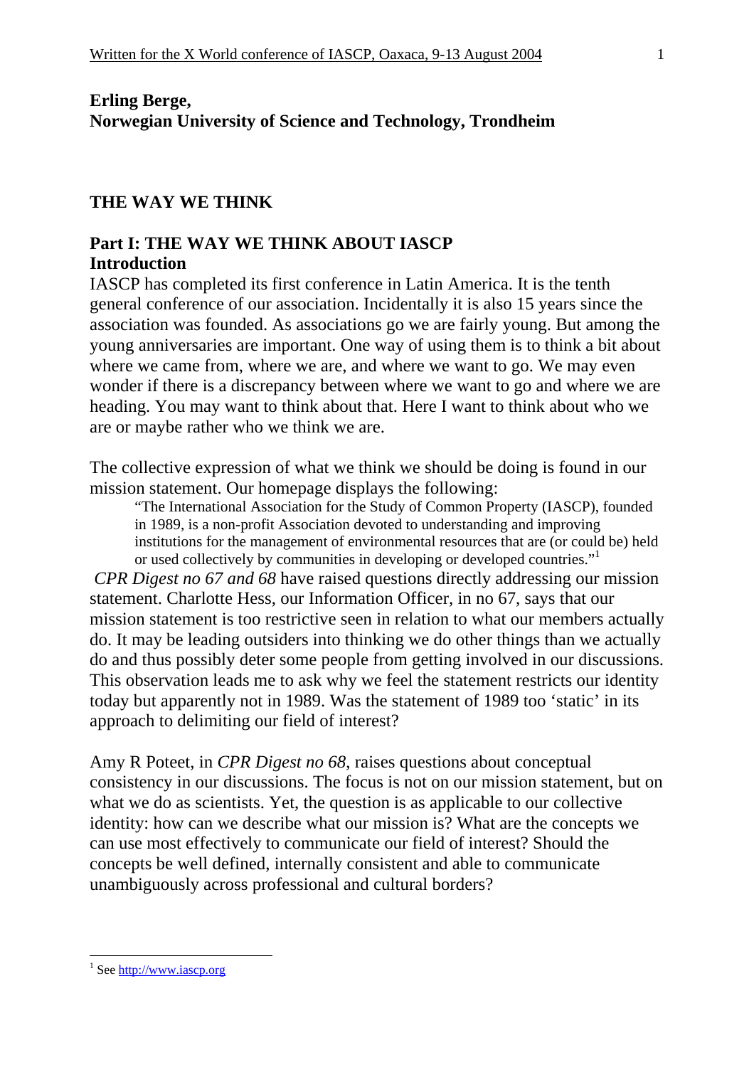**Erling Berge,**
**Norwegian University of Science and Technology, Trondheim**

# THE WAY WE THINK

## Part I: THE WAY WE THINK ABOUT IASCP

### Introduction

IASCP has completed its first conference in Latin America. It is the tenth general conference of our association. Incidentally it is also 15 years since the association was founded. As associations go we are fairly young. But among the young anniversaries are important. One way of using them is to think a bit about where we came from, where we are, and where we want to go. We may even wonder if there is a discrepancy between where we want to go and where we are heading. You may want to think about that. Here I want to think about who we are or maybe rather who we think we are.

The collective expression of what we think we should be doing is found in our mission statement. Our homepage displays the following:

> "The International Association for the Study of Common Property (IASCP), founded in 1989, is a non-profit Association devoted to understanding and improving institutions for the management of environmental resources that are (or could be) held or used collectively by communities in developing or developed countries."[1]

*CPR Digest no 67 and 68* have raised questions directly addressing our mission statement. Charlotte Hess, our Information Officer, in no 67, says that our mission statement is too restrictive seen in relation to what our members actually do. It may be leading outsiders into thinking we do other things than we actually do and thus possibly deter some people from getting involved in our discussions. This observation leads me to ask why we feel the statement restricts our identity today but apparently not in 1989. Was the statement of 1989 too 'static' in its approach to delimiting our field of interest?

Amy R Poteet, in *CPR Digest no 68*, raises questions about conceptual consistency in our discussions. The focus is not on our mission statement, but on what we do as scientists. Yet, the question is as applicable to our collective identity: how can we describe what our mission is? What are the concepts we can use most effectively to communicate our field of interest? Should the concepts be well defined, internally consistent and able to communicate unambiguously across professional and cultural borders?

---

[1] See http://www.iascp.org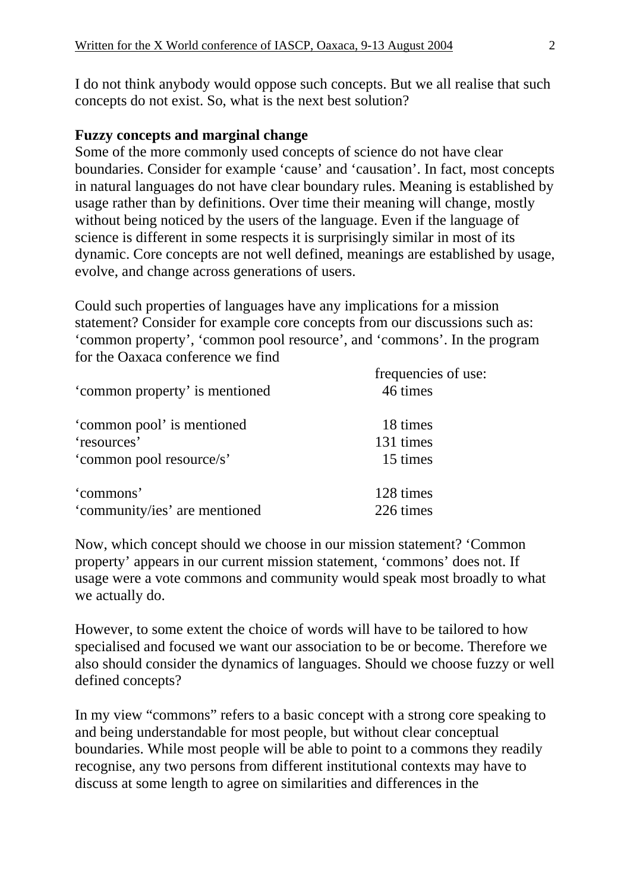I do not think anybody would oppose such concepts. But we all realise that such concepts do not exist. So, what is the next best solution?

**Fuzzy concepts and marginal change**

Some of the more commonly used concepts of science do not have clear boundaries. Consider for example 'cause' and 'causation'. In fact, most concepts in natural languages do not have clear boundary rules. Meaning is established by usage rather than by definitions. Over time their meaning will change, mostly without being noticed by the users of the language. Even if the language of science is different in some respects it is surprisingly similar in most of its dynamic. Core concepts are not well defined, meanings are established by usage, evolve, and change across generations of users.

Could such properties of languages have any implications for a mission statement? Consider for example core concepts from our discussions such as: 'common property', 'common pool resource', and 'commons'. In the program for the Oaxaca conference we find

| | frequencies of use: |
|---|---|
| 'common property' is mentioned | 46 times |
| | |
| 'common pool' is mentioned | 18 times |
| 'resources' | 131 times |
| 'common pool resource/s' | 15 times |
| | |
| 'commons' | 128 times |
| 'community/ies' are mentioned | 226 times |

Now, which concept should we choose in our mission statement? 'Common property' appears in our current mission statement, 'commons' does not. If usage were a vote commons and community would speak most broadly to what we actually do.

However, to some extent the choice of words will have to be tailored to how specialised and focused we want our association to be or become. Therefore we also should consider the dynamics of languages. Should we choose fuzzy or well defined concepts?

In my view "commons" refers to a basic concept with a strong core speaking to and being understandable for most people, but without clear conceptual boundaries. While most people will be able to point to a commons they readily recognise, any two persons from different institutional contexts may have to discuss at some length to agree on similarities and differences in the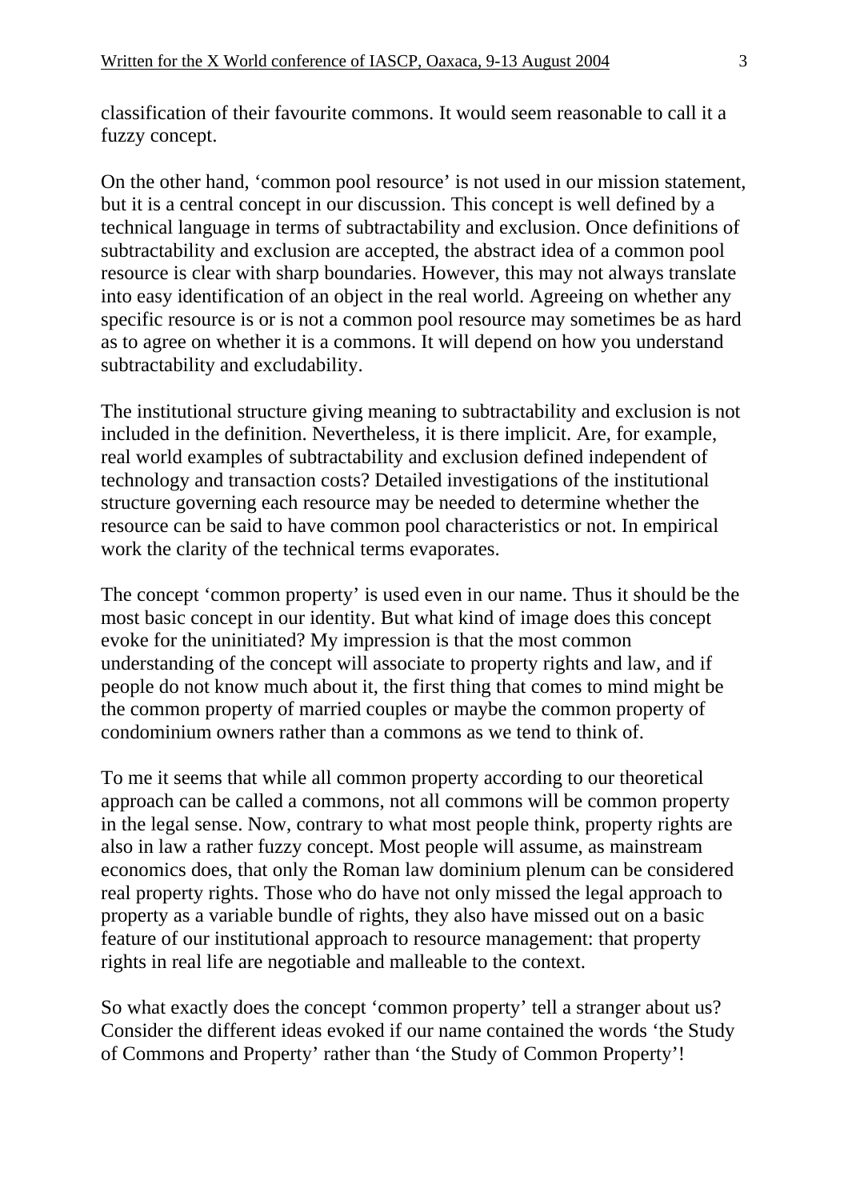classification of their favourite commons. It would seem reasonable to call it a fuzzy concept.

On the other hand, 'common pool resource' is not used in our mission statement, but it is a central concept in our discussion. This concept is well defined by a technical language in terms of subtractability and exclusion. Once definitions of subtractability and exclusion are accepted, the abstract idea of a common pool resource is clear with sharp boundaries. However, this may not always translate into easy identification of an object in the real world. Agreeing on whether any specific resource is or is not a common pool resource may sometimes be as hard as to agree on whether it is a commons. It will depend on how you understand subtractability and excludability.

The institutional structure giving meaning to subtractability and exclusion is not included in the definition. Nevertheless, it is there implicit. Are, for example, real world examples of subtractability and exclusion defined independent of technology and transaction costs? Detailed investigations of the institutional structure governing each resource may be needed to determine whether the resource can be said to have common pool characteristics or not. In empirical work the clarity of the technical terms evaporates.

The concept 'common property' is used even in our name. Thus it should be the most basic concept in our identity. But what kind of image does this concept evoke for the uninitiated? My impression is that the most common understanding of the concept will associate to property rights and law, and if people do not know much about it, the first thing that comes to mind might be the common property of married couples or maybe the common property of condominium owners rather than a commons as we tend to think of.

To me it seems that while all common property according to our theoretical approach can be called a commons, not all commons will be common property in the legal sense. Now, contrary to what most people think, property rights are also in law a rather fuzzy concept. Most people will assume, as mainstream economics does, that only the Roman law dominium plenum can be considered real property rights. Those who do have not only missed the legal approach to property as a variable bundle of rights, they also have missed out on a basic feature of our institutional approach to resource management: that property rights in real life are negotiable and malleable to the context.

So what exactly does the concept 'common property' tell a stranger about us? Consider the different ideas evoked if our name contained the words 'the Study of Commons and Property' rather than 'the Study of Common Property'!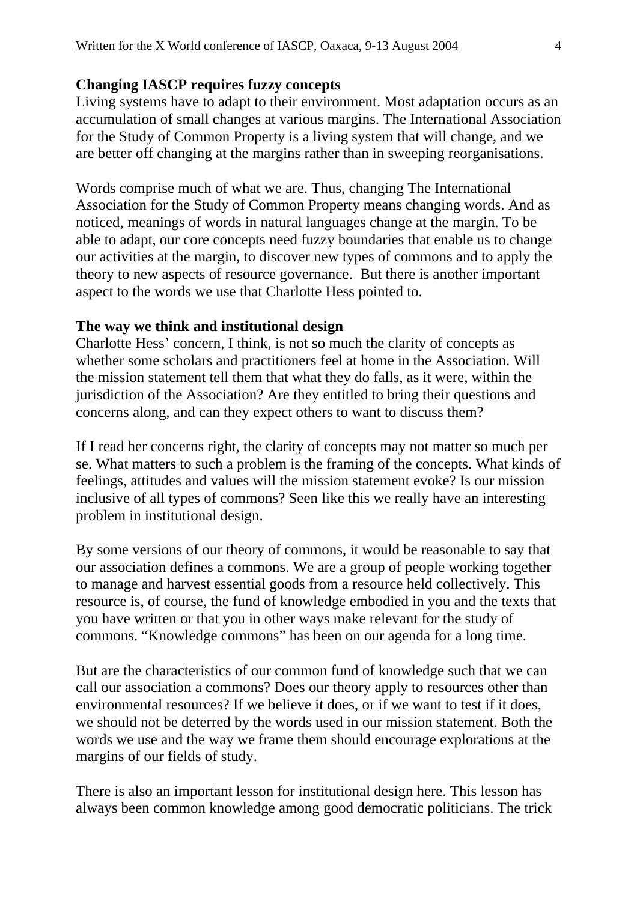**Changing IASCP requires fuzzy concepts**

Living systems have to adapt to their environment. Most adaptation occurs as an accumulation of small changes at various margins. The International Association for the Study of Common Property is a living system that will change, and we are better off changing at the margins rather than in sweeping reorganisations.

Words comprise much of what we are. Thus, changing The International Association for the Study of Common Property means changing words. And as noticed, meanings of words in natural languages change at the margin. To be able to adapt, our core concepts need fuzzy boundaries that enable us to change our activities at the margin, to discover new types of commons and to apply the theory to new aspects of resource governance. But there is another important aspect to the words we use that Charlotte Hess pointed to.

**The way we think and institutional design**

Charlotte Hess' concern, I think, is not so much the clarity of concepts as whether some scholars and practitioners feel at home in the Association. Will the mission statement tell them that what they do falls, as it were, within the jurisdiction of the Association? Are they entitled to bring their questions and concerns along, and can they expect others to want to discuss them?

If I read her concerns right, the clarity of concepts may not matter so much per se. What matters to such a problem is the framing of the concepts. What kinds of feelings, attitudes and values will the mission statement evoke? Is our mission inclusive of all types of commons? Seen like this we really have an interesting problem in institutional design.

By some versions of our theory of commons, it would be reasonable to say that our association defines a commons. We are a group of people working together to manage and harvest essential goods from a resource held collectively. This resource is, of course, the fund of knowledge embodied in you and the texts that you have written or that you in other ways make relevant for the study of commons. "Knowledge commons" has been on our agenda for a long time.

But are the characteristics of our common fund of knowledge such that we can call our association a commons? Does our theory apply to resources other than environmental resources? If we believe it does, or if we want to test if it does, we should not be deterred by the words used in our mission statement. Both the words we use and the way we frame them should encourage explorations at the margins of our fields of study.

There is also an important lesson for institutional design here. This lesson has always been common knowledge among good democratic politicians. The trick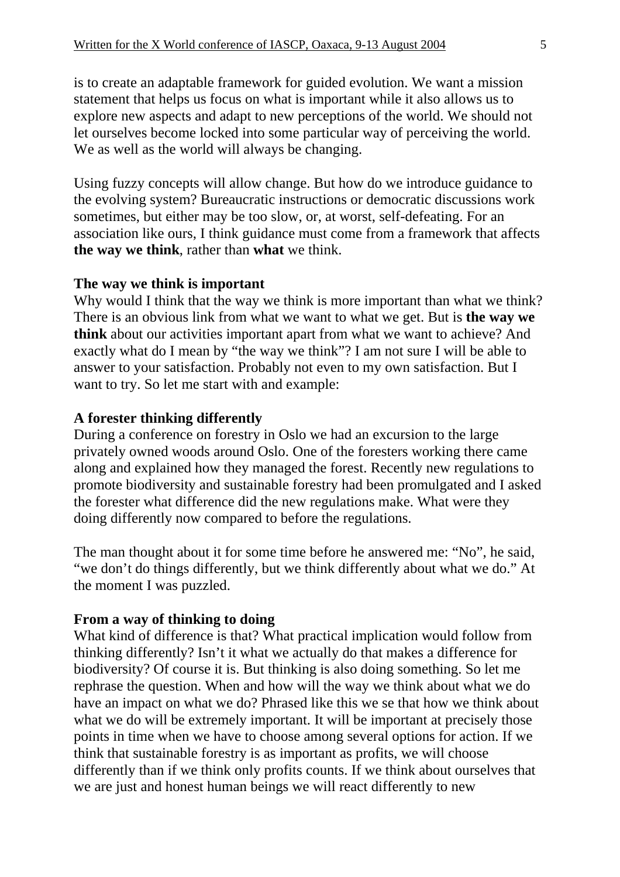is to create an adaptable framework for guided evolution. We want a mission statement that helps us focus on what is important while it also allows us to explore new aspects and adapt to new perceptions of the world. We should not let ourselves become locked into some particular way of perceiving the world. We as well as the world will always be changing.

Using fuzzy concepts will allow change. But how do we introduce guidance to the evolving system? Bureaucratic instructions or democratic discussions work sometimes, but either may be too slow, or, at worst, self-defeating. For an association like ours, I think guidance must come from a framework that affects **the way we think**, rather than **what** we think.

### The way we think is important

Why would I think that the way we think is more important than what we think? There is an obvious link from what we want to what we get. But is **the way we think** about our activities important apart from what we want to achieve? And exactly what do I mean by "the way we think"? I am not sure I will be able to answer to your satisfaction. Probably not even to my own satisfaction. But I want to try. So let me start with and example:

### A forester thinking differently

During a conference on forestry in Oslo we had an excursion to the large privately owned woods around Oslo. One of the foresters working there came along and explained how they managed the forest. Recently new regulations to promote biodiversity and sustainable forestry had been promulgated and I asked the forester what difference did the new regulations make. What were they doing differently now compared to before the regulations.

The man thought about it for some time before he answered me: "No", he said, "we don't do things differently, but we think differently about what we do." At the moment I was puzzled.

### From a way of thinking to doing

What kind of difference is that? What practical implication would follow from thinking differently? Isn't it what we actually do that makes a difference for biodiversity? Of course it is. But thinking is also doing something. So let me rephrase the question. When and how will the way we think about what we do have an impact on what we do? Phrased like this we se that how we think about what we do will be extremely important. It will be important at precisely those points in time when we have to choose among several options for action. If we think that sustainable forestry is as important as profits, we will choose differently than if we think only profits counts. If we think about ourselves that we are just and honest human beings we will react differently to new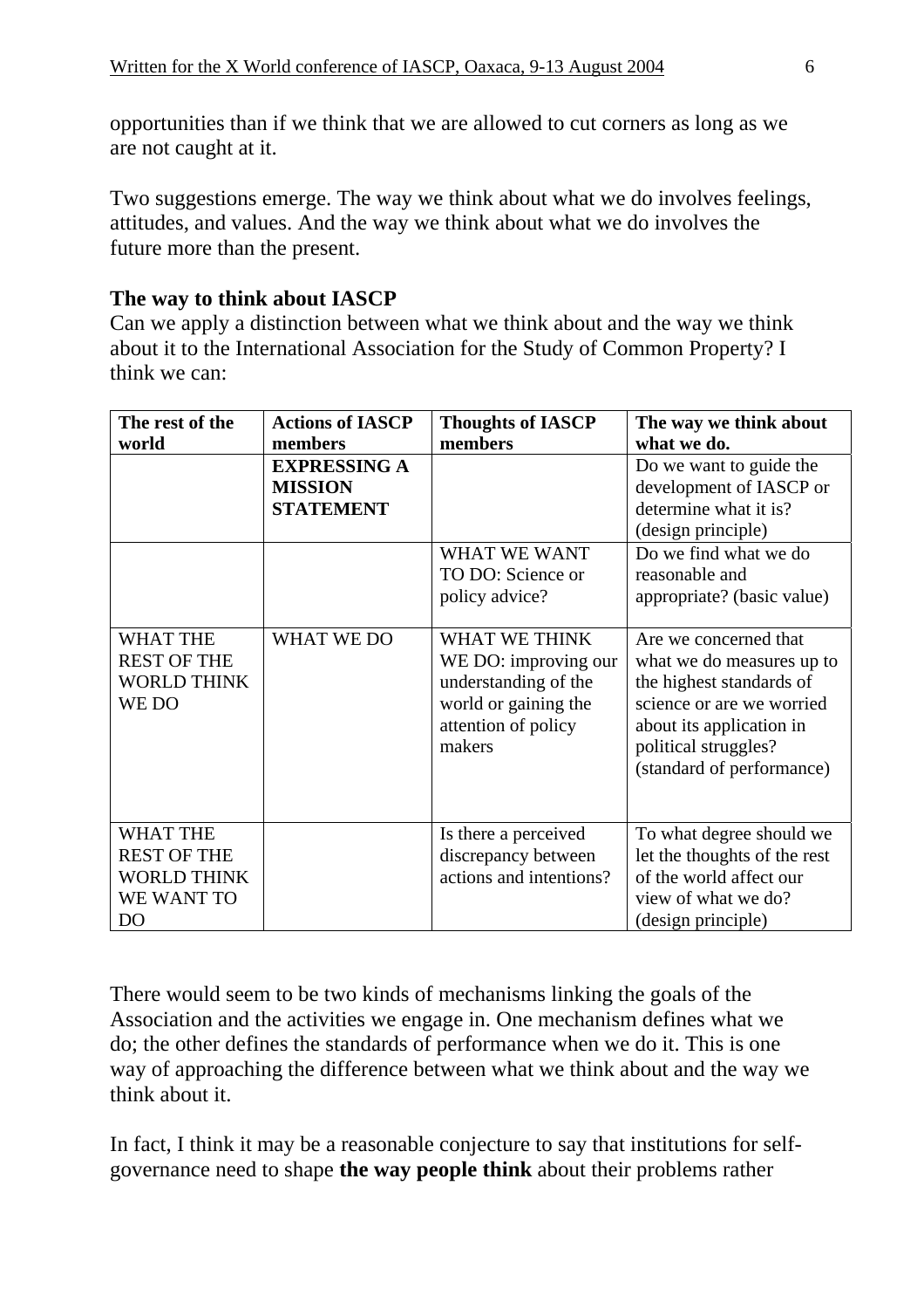opportunities than if we think that we are allowed to cut corners as long as we are not caught at it.

Two suggestions emerge. The way we think about what we do involves feelings, attitudes, and values. And the way we think about what we do involves the future more than the present.

**The way to think about IASCP**

Can we apply a distinction between what we think about and the way we think about it to the International Association for the Study of Common Property? I think we can:

| The rest of the world | Actions of IASCP members | Thoughts of IASCP members | The way we think about what we do. |
|---|---|---|---|
| | **EXPRESSING A MISSION STATEMENT** | | Do we want to guide the development of IASCP or determine what it is? (design principle) |
| | | WHAT WE WANT TO DO: Science or policy advice? | Do we find what we do reasonable and appropriate? (basic value) |
| WHAT THE REST OF THE WORLD THINK WE DO | WHAT WE DO | WHAT WE THINK WE DO: improving our understanding of the world or gaining the attention of policy makers | Are we concerned that what we do measures up to the highest standards of science or are we worried about its application in political struggles? (standard of performance) |
| WHAT THE REST OF THE WORLD THINK WE WANT TO DO | | Is there a perceived discrepancy between actions and intentions? | To what degree should we let the thoughts of the rest of the world affect our view of what we do? (design principle) |

There would seem to be two kinds of mechanisms linking the goals of the Association and the activities we engage in. One mechanism defines what we do; the other defines the standards of performance when we do it. This is one way of approaching the difference between what we think about and the way we think about it.

In fact, I think it may be a reasonable conjecture to say that institutions for self-governance need to shape **the way people think** about their problems rather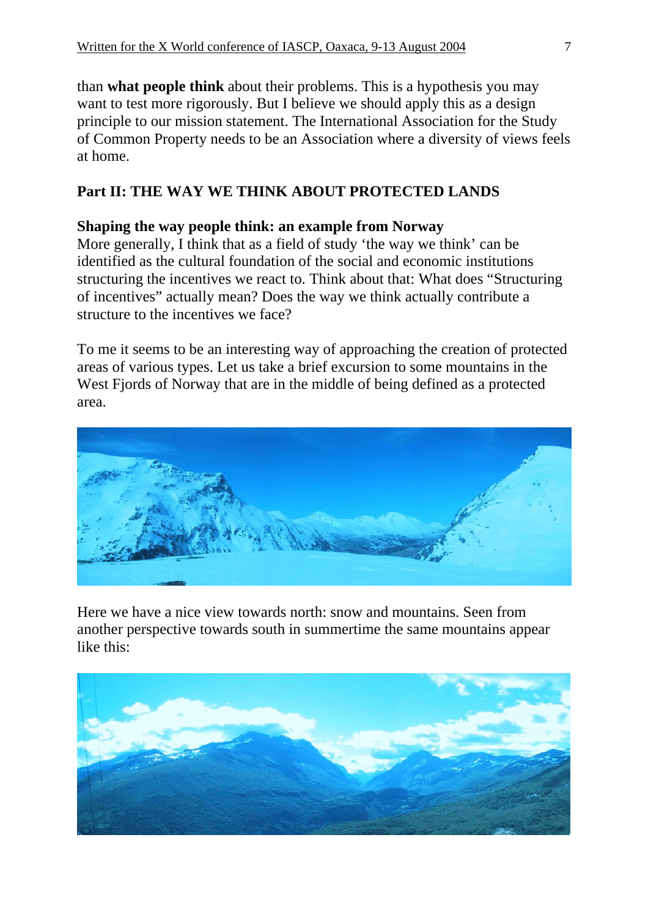than **what people think** about their problems. This is a hypothesis you may want to test more rigorously. But I believe we should apply this as a design principle to our mission statement. The International Association for the Study of Common Property needs to be an Association where a diversity of views feels at home.

## Part II: THE WAY WE THINK ABOUT PROTECTED LANDS

### Shaping the way people think: an example from Norway

More generally, I think that as a field of study 'the way we think' can be identified as the cultural foundation of the social and economic institutions structuring the incentives we react to. Think about that: What does "Structuring of incentives" actually mean? Does the way we think actually contribute a structure to the incentives we face?

To me it seems to be an interesting way of approaching the creation of protected areas of various types. Let us take a brief excursion to some mountains in the West Fjords of Norway that are in the middle of being defined as a protected area.

Here we have a nice view towards north: snow and mountains. Seen from another perspective towards south in summertime the same mountains appear like this: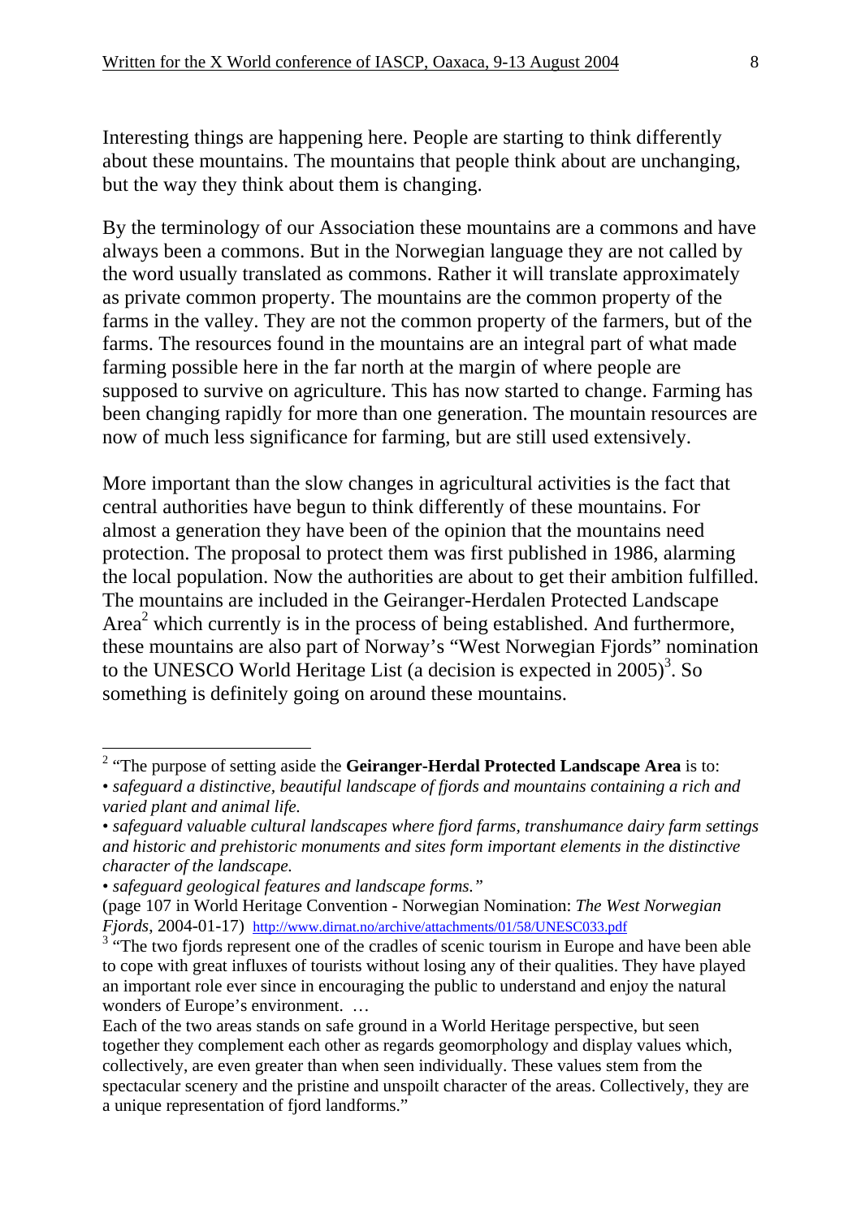Interesting things are happening here. People are starting to think differently about these mountains. The mountains that people think about are unchanging, but the way they think about them is changing.

By the terminology of our Association these mountains are a commons and have always been a commons. But in the Norwegian language they are not called by the word usually translated as commons. Rather it will translate approximately as private common property. The mountains are the common property of the farms in the valley. They are not the common property of the farmers, but of the farms. The resources found in the mountains are an integral part of what made farming possible here in the far north at the margin of where people are supposed to survive on agriculture. This has now started to change. Farming has been changing rapidly for more than one generation. The mountain resources are now of much less significance for farming, but are still used extensively.

More important than the slow changes in agricultural activities is the fact that central authorities have begun to think differently of these mountains. For almost a generation they have been of the opinion that the mountains need protection. The proposal to protect them was first published in 1986, alarming the local population. Now the authorities are about to get their ambition fulfilled. The mountains are included in the Geiranger-Herdalen Protected Landscape Area[2] which currently is in the process of being established. And furthermore, these mountains are also part of Norway's "West Norwegian Fjords" nomination to the UNESCO World Heritage List (a decision is expected in 2005)[3]. So something is definitely going on around these mountains.

---

[2] "The purpose of setting aside the **Geiranger-Herdal Protected Landscape Area** is to:

- *safeguard a distinctive, beautiful landscape of fjords and mountains containing a rich and varied plant and animal life.*
- *safeguard valuable cultural landscapes where fjord farms, transhumance dairy farm settings and historic and prehistoric monuments and sites form important elements in the distinctive character of the landscape.*
- *safeguard geological features and landscape forms."*

(page 107 in World Heritage Convention - Norwegian Nomination: *The West Norwegian Fjords*, 2004-01-17) http://www.dirnat.no/archive/attachments/01/58/UNESC033.pdf

[3] "The two fjords represent one of the cradles of scenic tourism in Europe and have been able to cope with great influxes of tourists without losing any of their qualities. They have played an important role ever since in encouraging the public to understand and enjoy the natural wonders of Europe's environment. …

Each of the two areas stands on safe ground in a World Heritage perspective, but seen together they complement each other as regards geomorphology and display values which, collectively, are even greater than when seen individually. These values stem from the spectacular scenery and the pristine and unspoilt character of the areas. Collectively, they are a unique representation of fjord landforms."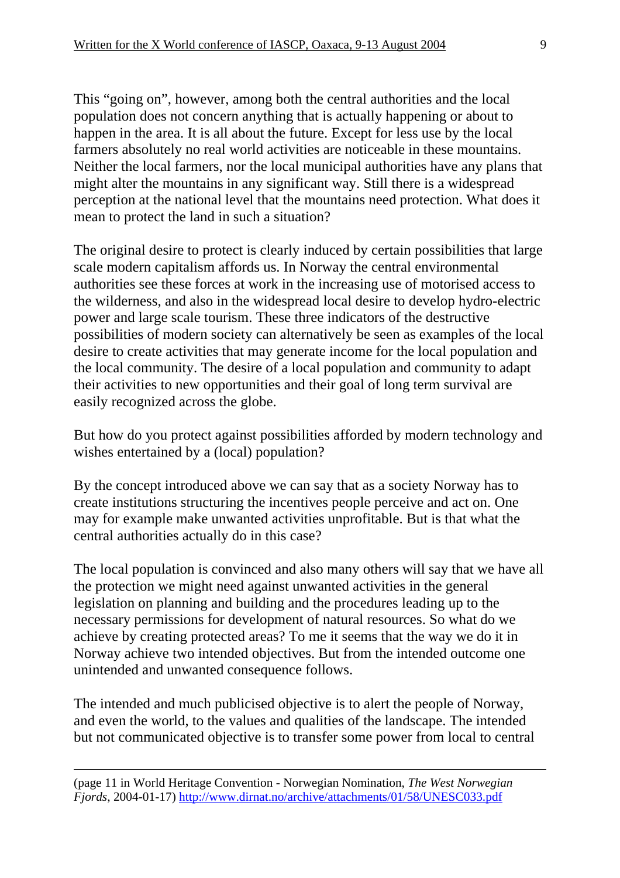This "going on", however, among both the central authorities and the local population does not concern anything that is actually happening or about to happen in the area. It is all about the future. Except for less use by the local farmers absolutely no real world activities are noticeable in these mountains. Neither the local farmers, nor the local municipal authorities have any plans that might alter the mountains in any significant way. Still there is a widespread perception at the national level that the mountains need protection. What does it mean to protect the land in such a situation?

The original desire to protect is clearly induced by certain possibilities that large scale modern capitalism affords us. In Norway the central environmental authorities see these forces at work in the increasing use of motorised access to the wilderness, and also in the widespread local desire to develop hydro-electric power and large scale tourism. These three indicators of the destructive possibilities of modern society can alternatively be seen as examples of the local desire to create activities that may generate income for the local population and the local community. The desire of a local population and community to adapt their activities to new opportunities and their goal of long term survival are easily recognized across the globe.

But how do you protect against possibilities afforded by modern technology and wishes entertained by a (local) population?

By the concept introduced above we can say that as a society Norway has to create institutions structuring the incentives people perceive and act on. One may for example make unwanted activities unprofitable. But is that what the central authorities actually do in this case?

The local population is convinced and also many others will say that we have all the protection we might need against unwanted activities in the general legislation on planning and building and the procedures leading up to the necessary permissions for development of natural resources. So what do we achieve by creating protected areas? To me it seems that the way we do it in Norway achieve two intended objectives. But from the intended outcome one unintended and unwanted consequence follows.

The intended and much publicised objective is to alert the people of Norway, and even the world, to the values and qualities of the landscape. The intended but not communicated objective is to transfer some power from local to central

---

(page 11 in World Heritage Convention - Norwegian Nomination, *The West Norwegian Fjords*, 2004-01-17) http://www.dirnat.no/archive/attachments/01/58/UNESC033.pdf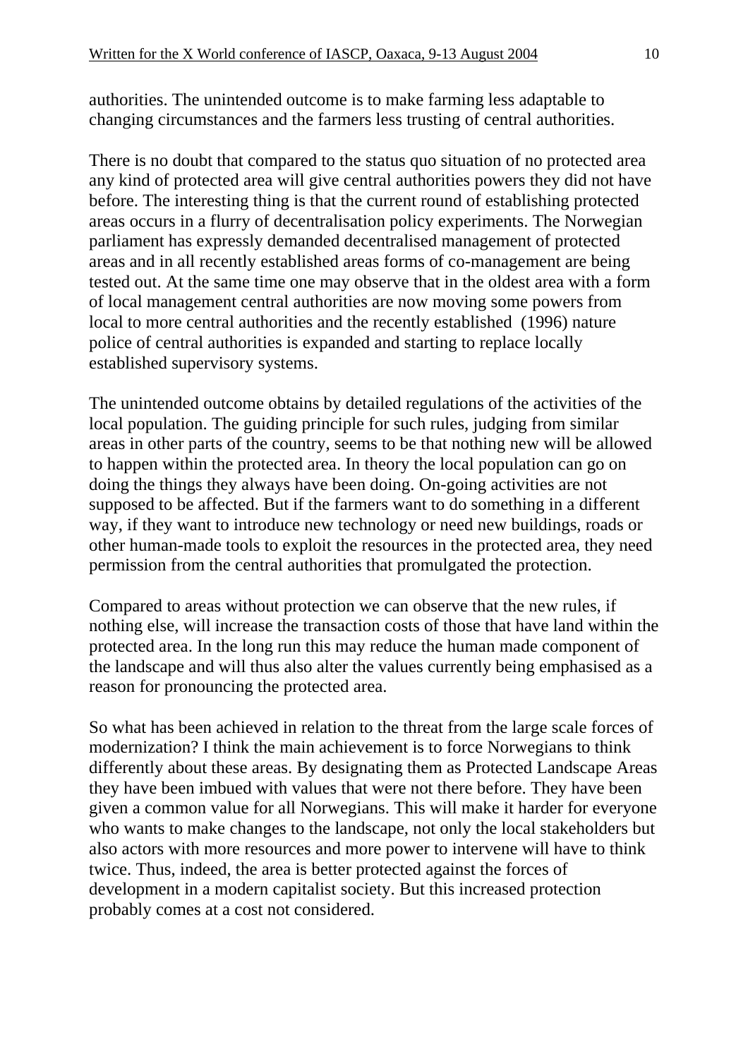authorities. The unintended outcome is to make farming less adaptable to changing circumstances and the farmers less trusting of central authorities.

There is no doubt that compared to the status quo situation of no protected area any kind of protected area will give central authorities powers they did not have before. The interesting thing is that the current round of establishing protected areas occurs in a flurry of decentralisation policy experiments. The Norwegian parliament has expressly demanded decentralised management of protected areas and in all recently established areas forms of co-management are being tested out. At the same time one may observe that in the oldest area with a form of local management central authorities are now moving some powers from local to more central authorities and the recently established (1996) nature police of central authorities is expanded and starting to replace locally established supervisory systems.

The unintended outcome obtains by detailed regulations of the activities of the local population. The guiding principle for such rules, judging from similar areas in other parts of the country, seems to be that nothing new will be allowed to happen within the protected area. In theory the local population can go on doing the things they always have been doing. On-going activities are not supposed to be affected. But if the farmers want to do something in a different way, if they want to introduce new technology or need new buildings, roads or other human-made tools to exploit the resources in the protected area, they need permission from the central authorities that promulgated the protection.

Compared to areas without protection we can observe that the new rules, if nothing else, will increase the transaction costs of those that have land within the protected area. In the long run this may reduce the human made component of the landscape and will thus also alter the values currently being emphasised as a reason for pronouncing the protected area.

So what has been achieved in relation to the threat from the large scale forces of modernization? I think the main achievement is to force Norwegians to think differently about these areas. By designating them as Protected Landscape Areas they have been imbued with values that were not there before. They have been given a common value for all Norwegians. This will make it harder for everyone who wants to make changes to the landscape, not only the local stakeholders but also actors with more resources and more power to intervene will have to think twice. Thus, indeed, the area is better protected against the forces of development in a modern capitalist society. But this increased protection probably comes at a cost not considered.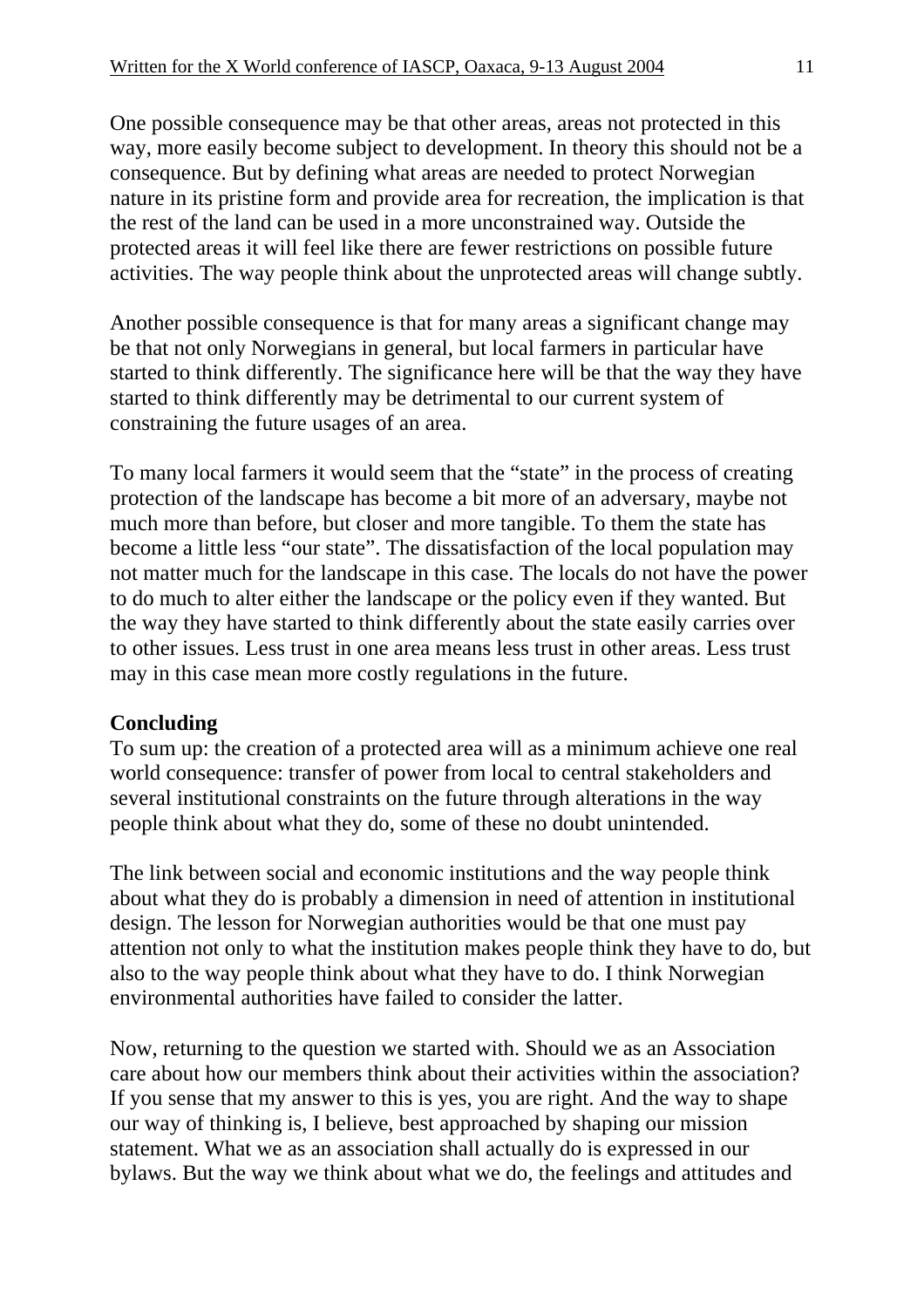One possible consequence may be that other areas, areas not protected in this way, more easily become subject to development. In theory this should not be a consequence. But by defining what areas are needed to protect Norwegian nature in its pristine form and provide area for recreation, the implication is that the rest of the land can be used in a more unconstrained way. Outside the protected areas it will feel like there are fewer restrictions on possible future activities. The way people think about the unprotected areas will change subtly.

Another possible consequence is that for many areas a significant change may be that not only Norwegians in general, but local farmers in particular have started to think differently. The significance here will be that the way they have started to think differently may be detrimental to our current system of constraining the future usages of an area.

To many local farmers it would seem that the "state" in the process of creating protection of the landscape has become a bit more of an adversary, maybe not much more than before, but closer and more tangible. To them the state has become a little less "our state". The dissatisfaction of the local population may not matter much for the landscape in this case. The locals do not have the power to do much to alter either the landscape or the policy even if they wanted. But the way they have started to think differently about the state easily carries over to other issues. Less trust in one area means less trust in other areas. Less trust may in this case mean more costly regulations in the future.

## Concluding

To sum up: the creation of a protected area will as a minimum achieve one real world consequence: transfer of power from local to central stakeholders and several institutional constraints on the future through alterations in the way people think about what they do, some of these no doubt unintended.

The link between social and economic institutions and the way people think about what they do is probably a dimension in need of attention in institutional design. The lesson for Norwegian authorities would be that one must pay attention not only to what the institution makes people think they have to do, but also to the way people think about what they have to do. I think Norwegian environmental authorities have failed to consider the latter.

Now, returning to the question we started with. Should we as an Association care about how our members think about their activities within the association? If you sense that my answer to this is yes, you are right. And the way to shape our way of thinking is, I believe, best approached by shaping our mission statement. What we as an association shall actually do is expressed in our bylaws. But the way we think about what we do, the feelings and attitudes and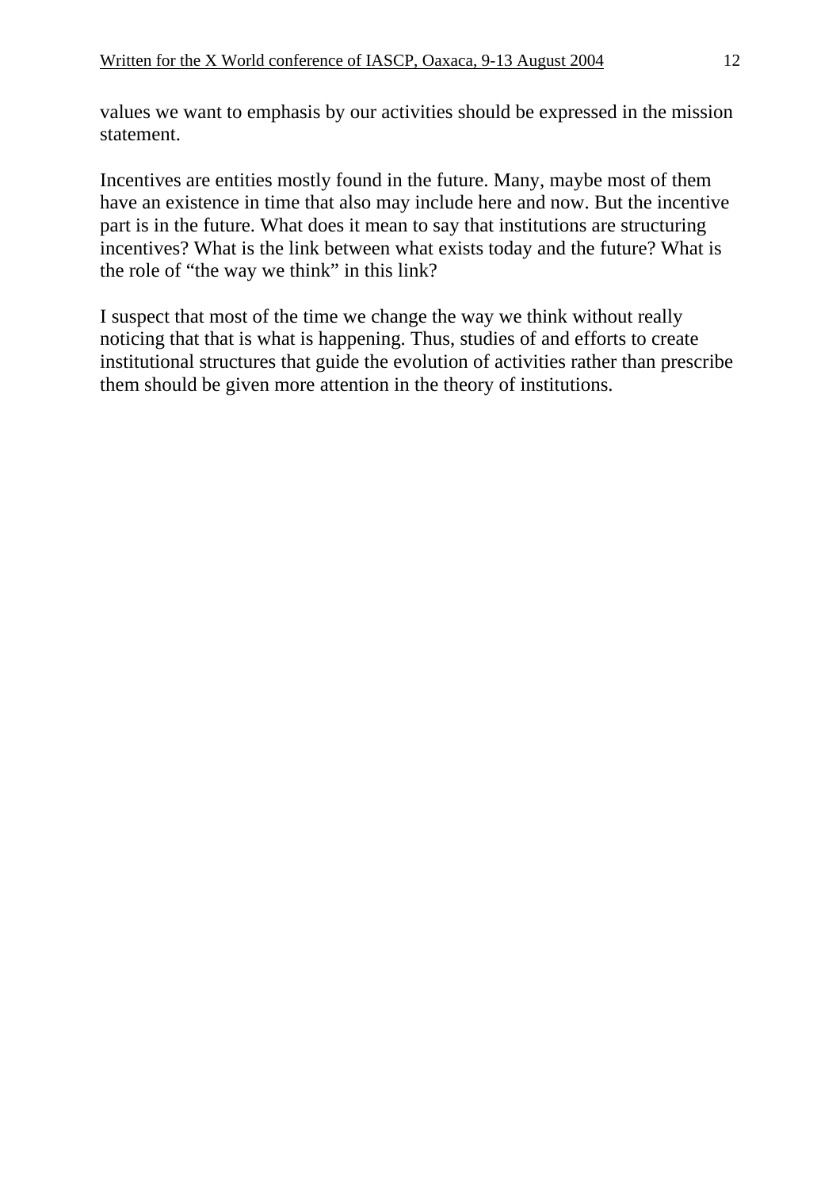values we want to emphasis by our activities should be expressed in the mission statement.

Incentives are entities mostly found in the future. Many, maybe most of them have an existence in time that also may include here and now. But the incentive part is in the future. What does it mean to say that institutions are structuring incentives? What is the link between what exists today and the future? What is the role of "the way we think" in this link?

I suspect that most of the time we change the way we think without really noticing that that is what is happening. Thus, studies of and efforts to create institutional structures that guide the evolution of activities rather than prescribe them should be given more attention in the theory of institutions.